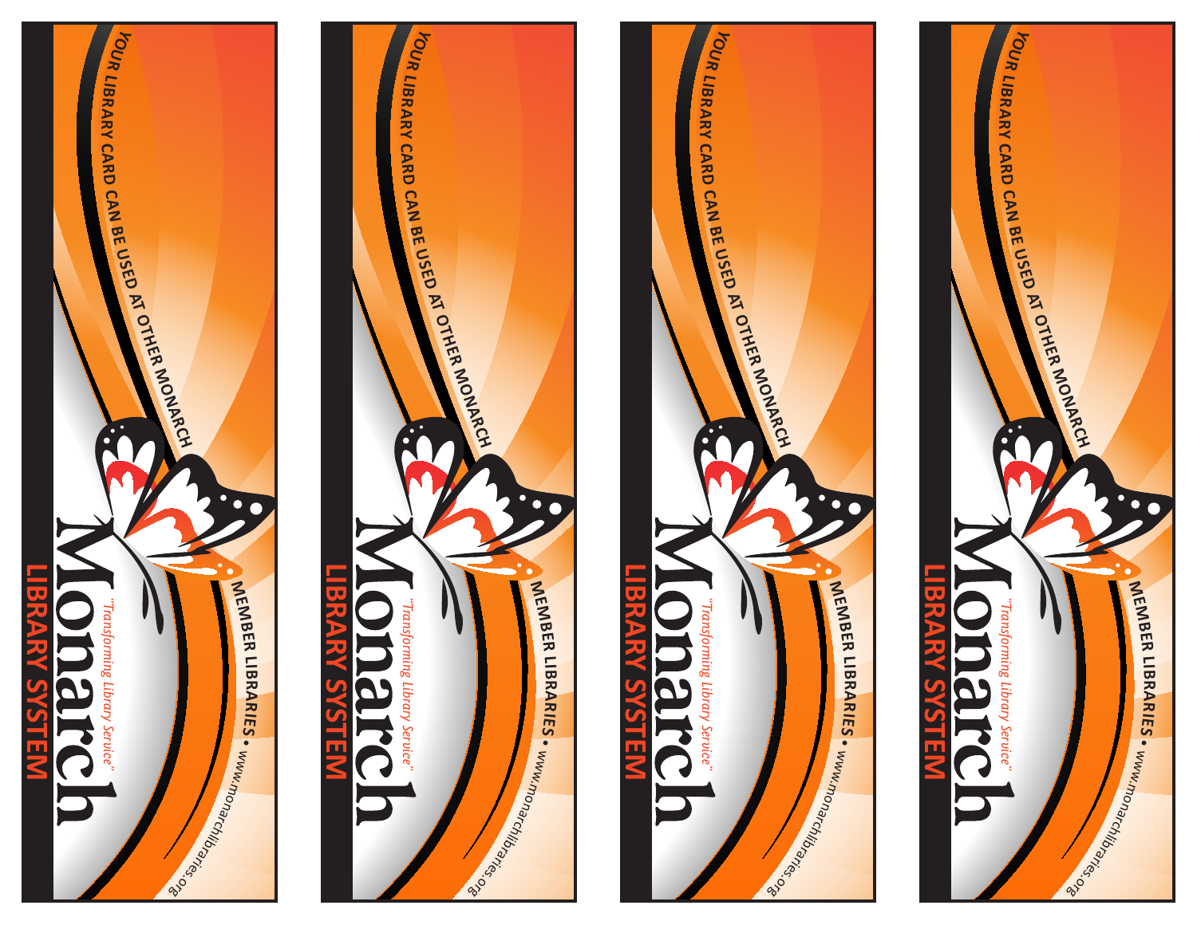YOUR LIBRARY CARD CAN BE USED AT OTHER MONARCH MEMBER LIBRARIES • www.monarchlibraries.org

# Monarch

## LIBRARY SYSTEM

*"Transforming Library Service"*

---

YOUR LIBRARY CARD CAN BE USED AT OTHER MONARCH MEMBER LIBRARIES • www.monarchlibraries.org

# Monarch

## LIBRARY SYSTEM

*"Transforming Library Service"*

---

YOUR LIBRARY CARD CAN BE USED AT OTHER MONARCH MEMBER LIBRARIES • www.monarchlibraries.org

# Monarch

## LIBRARY SYSTEM

*"Transforming Library Service"*

---

YOUR LIBRARY CARD CAN BE USED AT OTHER MONARCH MEMBER LIBRARIES • www.monarchlibraries.org

# Monarch

## LIBRARY SYSTEM

*"Transforming Library Service"*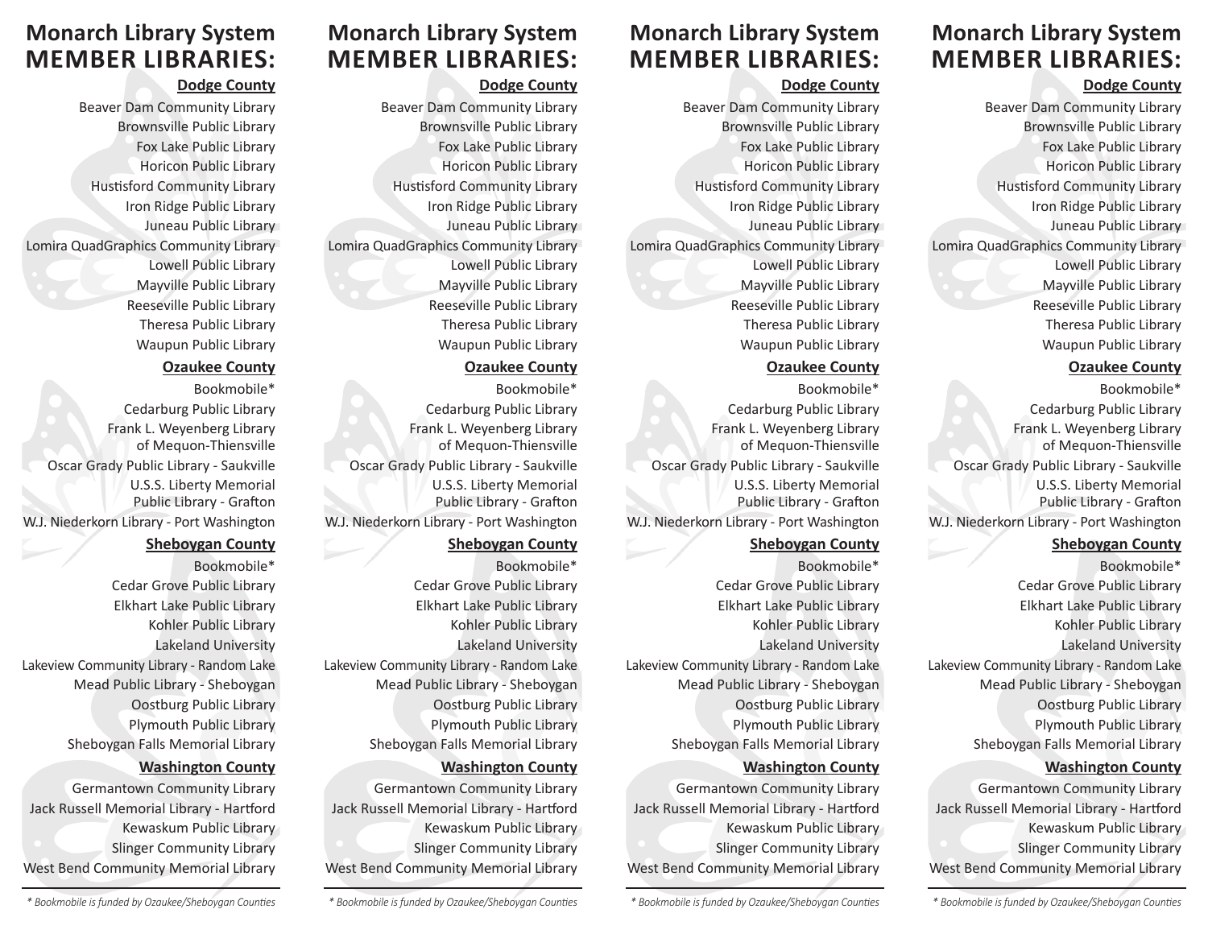# Monarch Library System MEMBER LIBRARIES:

**Dodge County**

Beaver Dam Community Library
Brownsville Public Library
Fox Lake Public Library
Horicon Public Library
Hustisford Community Library
Iron Ridge Public Library
Juneau Public Library
Lomira QuadGraphics Community Library
Lowell Public Library
Mayville Public Library
Reeseville Public Library
Theresa Public Library
Waupun Public Library

**Ozaukee County**

Bookmobile*
Cedarburg Public Library
Frank L. Weyenberg Library of Mequon-Thiensville
Oscar Grady Public Library - Saukville
U.S.S. Liberty Memorial Public Library - Grafton
W.J. Niederkorn Library - Port Washington

**Sheboygan County**

Bookmobile*
Cedar Grove Public Library
Elkhart Lake Public Library
Kohler Public Library
Lakeland University
Lakeview Community Library - Random Lake
Mead Public Library - Sheboygan
Oostburg Public Library
Plymouth Public Library
Sheboygan Falls Memorial Library

**Washington County**

Germantown Community Library
Jack Russell Memorial Library - Hartford
Kewaskum Public Library
Slinger Community Library
West Bend Community Memorial Library

*\* Bookmobile is funded by Ozaukee/Sheboygan Counties*

# Monarch Library System MEMBER LIBRARIES:

**Dodge County**

Beaver Dam Community Library
Brownsville Public Library
Fox Lake Public Library
Horicon Public Library
Hustisford Community Library
Iron Ridge Public Library
Juneau Public Library
Lomira QuadGraphics Community Library
Lowell Public Library
Mayville Public Library
Reeseville Public Library
Theresa Public Library
Waupun Public Library

**Ozaukee County**

Bookmobile*
Cedarburg Public Library
Frank L. Weyenberg Library of Mequon-Thiensville
Oscar Grady Public Library - Saukville
U.S.S. Liberty Memorial Public Library - Grafton
W.J. Niederkorn Library - Port Washington

**Sheboygan County**

Bookmobile*
Cedar Grove Public Library
Elkhart Lake Public Library
Kohler Public Library
Lakeland University
Lakeview Community Library - Random Lake
Mead Public Library - Sheboygan
Oostburg Public Library
Plymouth Public Library
Sheboygan Falls Memorial Library

**Washington County**

Germantown Community Library
Jack Russell Memorial Library - Hartford
Kewaskum Public Library
Slinger Community Library
West Bend Community Memorial Library

*\* Bookmobile is funded by Ozaukee/Sheboygan Counties*

# Monarch Library System MEMBER LIBRARIES:

**Dodge County**

Beaver Dam Community Library
Brownsville Public Library
Fox Lake Public Library
Horicon Public Library
Hustisford Community Library
Iron Ridge Public Library
Juneau Public Library
Lomira QuadGraphics Community Library
Lowell Public Library
Mayville Public Library
Reeseville Public Library
Theresa Public Library
Waupun Public Library

**Ozaukee County**

Bookmobile*
Cedarburg Public Library
Frank L. Weyenberg Library of Mequon-Thiensville
Oscar Grady Public Library - Saukville
U.S.S. Liberty Memorial Public Library - Grafton
W.J. Niederkorn Library - Port Washington

**Sheboygan County**

Bookmobile*
Cedar Grove Public Library
Elkhart Lake Public Library
Kohler Public Library
Lakeland University
Lakeview Community Library - Random Lake
Mead Public Library - Sheboygan
Oostburg Public Library
Plymouth Public Library
Sheboygan Falls Memorial Library

**Washington County**

Germantown Community Library
Jack Russell Memorial Library - Hartford
Kewaskum Public Library
Slinger Community Library
West Bend Community Memorial Library

*\* Bookmobile is funded by Ozaukee/Sheboygan Counties*

# Monarch Library System MEMBER LIBRARIES:

**Dodge County**

Beaver Dam Community Library
Brownsville Public Library
Fox Lake Public Library
Horicon Public Library
Hustisford Community Library
Iron Ridge Public Library
Juneau Public Library
Lomira QuadGraphics Community Library
Lowell Public Library
Mayville Public Library
Reeseville Public Library
Theresa Public Library
Waupun Public Library

**Ozaukee County**

Bookmobile*
Cedarburg Public Library
Frank L. Weyenberg Library of Mequon-Thiensville
Oscar Grady Public Library - Saukville
U.S.S. Liberty Memorial Public Library - Grafton
W.J. Niederkorn Library - Port Washington

**Sheboygan County**

Bookmobile*
Cedar Grove Public Library
Elkhart Lake Public Library
Kohler Public Library
Lakeland University
Lakeview Community Library - Random Lake
Mead Public Library - Sheboygan
Oostburg Public Library
Plymouth Public Library
Sheboygan Falls Memorial Library

**Washington County**

Germantown Community Library
Jack Russell Memorial Library - Hartford
Kewaskum Public Library
Slinger Community Library
West Bend Community Memorial Library

*\* Bookmobile is funded by Ozaukee/Sheboygan Counties*